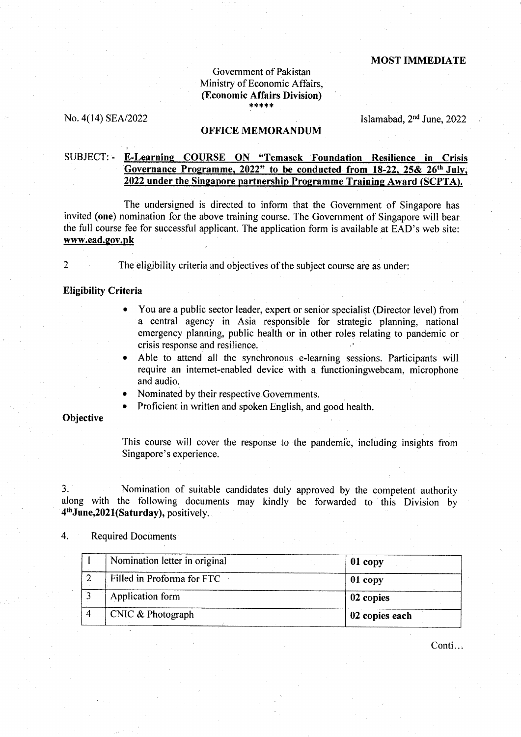**MOST IMMEDIATE**

Government of Pakistan
Ministry of Economic Affairs,
**(Economic Affairs Division)**
\*\*\*\*\*

No. 4(14) SEA/2022

Islamabad, 2nd June, 2022

**OFFICE MEMORANDUM**

SUBJECT: - **E-Learning COURSE ON "Temasek Foundation Resilience in Crisis Governance Programme, 2022" to be conducted from 18-22, 25& 26th July, 2022 under the Singapore partnership Programme Training Award (SCPTA).**

The undersigned is directed to inform that the Government of Singapore has invited (**one**) nomination for the above training course. The Government of Singapore will bear the full course fee for successful applicant. The application form is available at EAD's web site: **www.ead.gov.pk**

2 The eligibility criteria and objectives of the subject course are as under:

**Eligibility Criteria**

- You are a public sector leader, expert or senior specialist (Director level) from a central agency in Asia responsible for strategic planning, national emergency planning, public health or in other roles relating to pandemic or crisis response and resilience.
- Able to attend all the synchronous e-learning sessions. Participants will require an internet-enabled device with a functioningwebcam, microphone and audio.
- Nominated by their respective Governments.
- Proficient in written and spoken English, and good health.

**Objective**

This course will cover the response to the pandemic, including insights from Singapore's experience.

3. Nomination of suitable candidates duly approved by the competent authority along with the following documents may kindly be forwarded to this Division by **4thJune,2021(Saturday),** positively.

4. Required Documents

| 1 | Nomination letter in original | **01 copy** |
|---|---|---|
| 2 | Filled in Proforma for FTC | **01 copy** |
| 3 | Application form | **02 copies** |
| 4 | CNIC & Photograph | **02 copies each** |

Conti…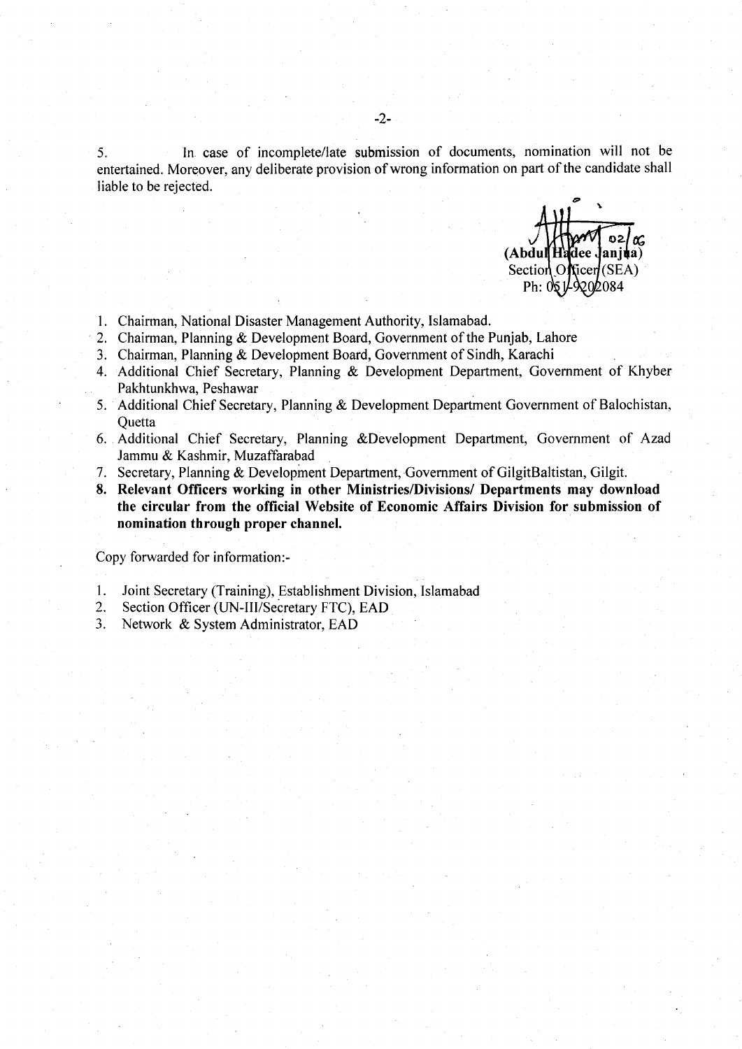5. In case of incomplete/late submission of documents, nomination will not be entertained. Moreover, any deliberate provision of wrong information on part of the candidate shall liable to be rejected.

02/06

(Abdul Hadee Janjua)
Section Officer (SEA)
Ph: 051-9202084

1. Chairman, National Disaster Management Authority, Islamabad.
2. Chairman, Planning & Development Board, Government of the Punjab, Lahore
3. Chairman, Planning & Development Board, Government of Sindh, Karachi
4. Additional Chief Secretary, Planning & Development Department, Government of Khyber Pakhtunkhwa, Peshawar
5. Additional Chief Secretary, Planning & Development Department Government of Balochistan, Quetta
6. Additional Chief Secretary, Planning &Development Department, Government of Azad Jammu & Kashmir, Muzaffarabad
7. Secretary, Planning & Development Department, Government of GilgitBaltistan, Gilgit.
8. **Relevant Officers working in other Ministries/Divisions/ Departments may download the circular from the official Website of Economic Affairs Division for submission of nomination through proper channel.**

Copy forwarded for information:-

1. Joint Secretary (Training), Establishment Division, Islamabad
2. Section Officer (UN-III/Secretary FTC), EAD
3. Network & System Administrator, EAD